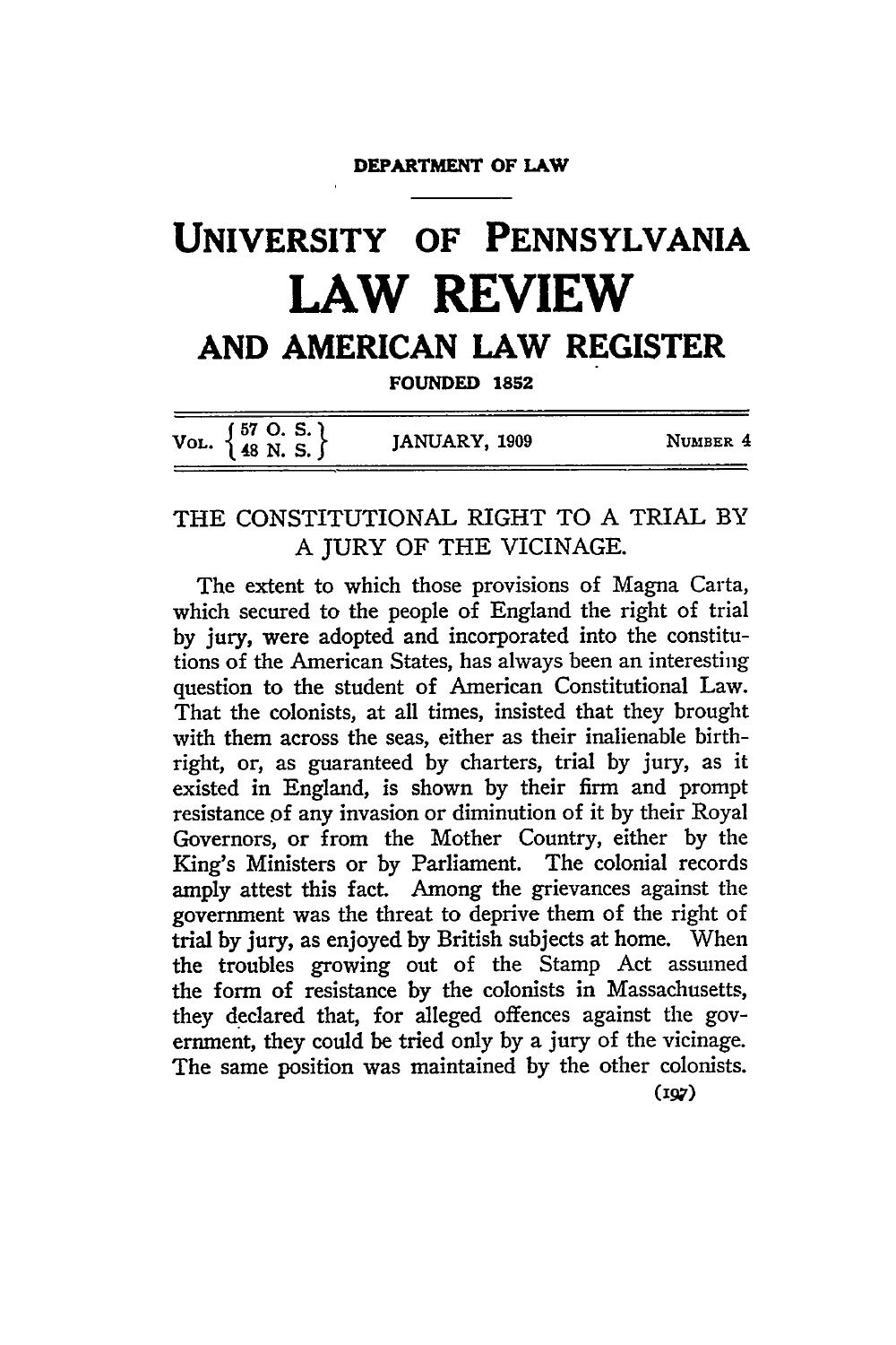DEPARTMENT OF LAW

# UNIVERSITY OF PENNSYLVANIA LAW REVIEW AND AMERICAN LAW REGISTER

FOUNDED 1852

VOL. { 57 O. S. / 48 N. S. }    JANUARY, 1909    NUMBER 4

## THE CONSTITUTIONAL RIGHT TO A TRIAL BY A JURY OF THE VICINAGE.

The extent to which those provisions of Magna Carta, which secured to the people of England the right of trial by jury, were adopted and incorporated into the constitutions of the American States, has always been an interesting question to the student of American Constitutional Law. That the colonists, at all times, insisted that they brought with them across the seas, either as their inalienable birthright, or, as guaranteed by charters, trial by jury, as it existed in England, is shown by their firm and prompt resistance of any invasion or diminution of it by their Royal Governors, or from the Mother Country, either by the King's Ministers or by Parliament. The colonial records amply attest this fact. Among the grievances against the government was the threat to deprive them of the right of trial by jury, as enjoyed by British subjects at home. When the troubles growing out of the Stamp Act assumed the form of resistance by the colonists in Massachusetts, they declared that, for alleged offences against the government, they could be tried only by a jury of the vicinage. The same position was maintained by the other colonists.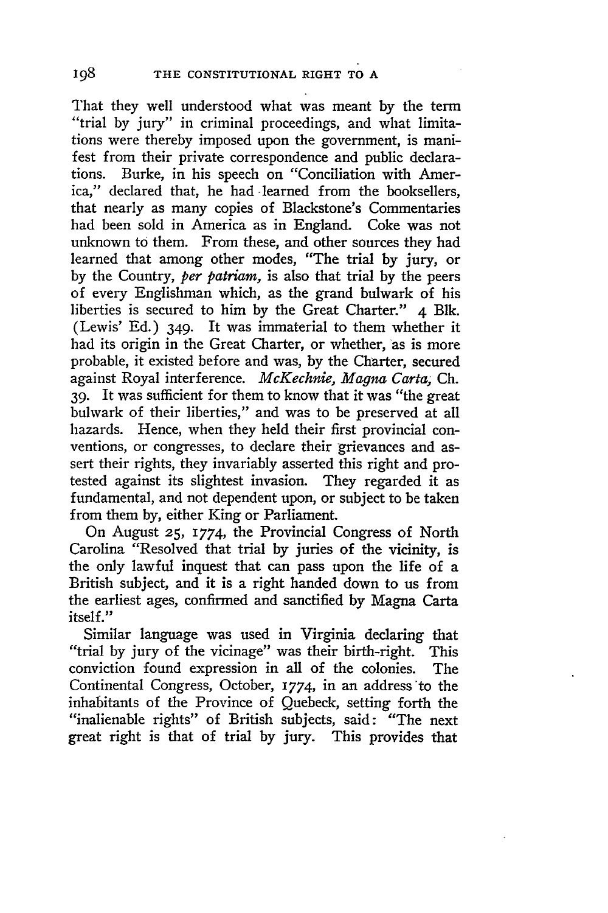That they well understood what was meant by the term "trial by jury" in criminal proceedings, and what limitations were thereby imposed upon the government, is manifest from their private correspondence and public declarations. Burke, in his speech on "Conciliation with America," declared that, he had learned from the booksellers, that nearly as many copies of Blackstone's Commentaries had been sold in America as in England. Coke was not unknown to them. From these, and other sources they had learned that among other modes, "The trial by jury, or by the Country, *per patriam,* is also that trial by the peers of every Englishman which, as the grand bulwark of his liberties is secured to him by the Great Charter." 4 Blk. (Lewis' Ed.) 349. It was immaterial to them whether it had its origin in the Great Charter, or whether, as is more probable, it existed before and was, by the Charter, secured against Royal interference. *McKechnie, Magna Carta,* Ch. 39. It was sufficient for them to know that it was "the great bulwark of their liberties," and was to be preserved at all hazards. Hence, when they held their first provincial conventions, or congresses, to declare their grievances and assert their rights, they invariably asserted this right and protested against its slightest invasion. They regarded it as fundamental, and not dependent upon, or subject to be taken from them by, either King or Parliament.

On August 25, 1774, the Provincial Congress of North Carolina "Resolved that trial by juries of the vicinity, is the only lawful inquest that can pass upon the life of a British subject, and it is a right handed down to us from the earliest ages, confirmed and sanctified by Magna Carta itself."

Similar language was used in Virginia declaring that "trial by jury of the vicinage" was their birth-right. This conviction found expression in all of the colonies. The Continental Congress, October, 1774, in an address to the inhabitants of the Province of Quebeck, setting forth the "inalienable rights" of British subjects, said: "The next great right is that of trial by jury. This provides that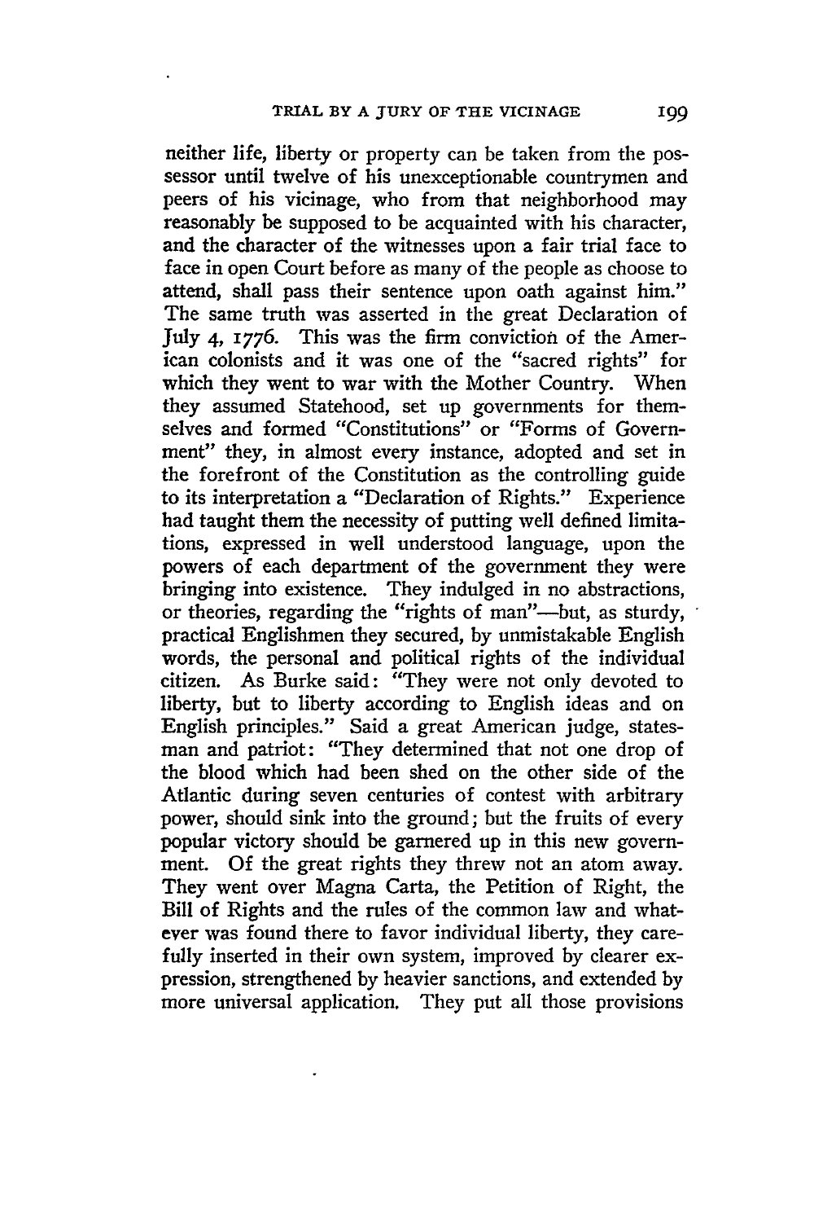neither life, liberty or property can be taken from the possessor until twelve of his unexceptionable countrymen and peers of his vicinage, who from that neighborhood may reasonably be supposed to be acquainted with his character, and the character of the witnesses upon a fair trial face to face in open Court before as many of the people as choose to attend, shall pass their sentence upon oath against him." The same truth was asserted in the great Declaration of July 4, 1776. This was the firm conviction of the American colonists and it was one of the "sacred rights" for which they went to war with the Mother Country. When they assumed Statehood, set up governments for themselves and formed "Constitutions" or "Forms of Government" they, in almost every instance, adopted and set in the forefront of the Constitution as the controlling guide to its interpretation a "Declaration of Rights." Experience had taught them the necessity of putting well defined limitations, expressed in well understood language, upon the powers of each department of the government they were bringing into existence. They indulged in no abstractions, or theories, regarding the "rights of man"—but, as sturdy, practical Englishmen they secured, by unmistakable English words, the personal and political rights of the individual citizen. As Burke said: "They were not only devoted to liberty, but to liberty according to English ideas and on English principles." Said a great American judge, statesman and patriot: "They determined that not one drop of the blood which had been shed on the other side of the Atlantic during seven centuries of contest with arbitrary power, should sink into the ground; but the fruits of every popular victory should be garnered up in this new government. Of the great rights they threw not an atom away. They went over Magna Carta, the Petition of Right, the Bill of Rights and the rules of the common law and whatever was found there to favor individual liberty, they carefully inserted in their own system, improved by clearer expression, strengthened by heavier sanctions, and extended by more universal application. They put all those provisions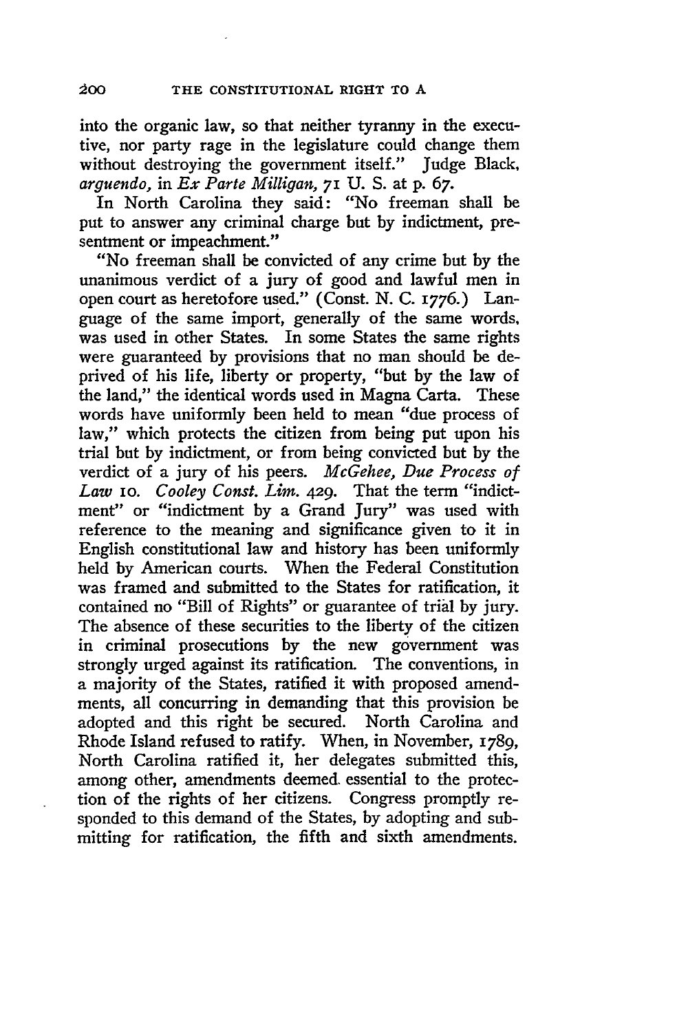into the organic law, so that neither tyranny in the executive, nor party rage in the legislature could change them without destroying the government itself." Judge Black, *arguendo*, in *Ex Parte Milligan*, 71 U. S. at p. 67.

In North Carolina they said: "No freeman shall be put to answer any criminal charge but by indictment, presentment or impeachment."

"No freeman shall be convicted of any crime but by the unanimous verdict of a jury of good and lawful men in open court as heretofore used." (Const. N. C. 1776.) Language of the same import, generally of the same words, was used in other States. In some States the same rights were guaranteed by provisions that no man should be deprived of his life, liberty or property, "but by the law of the land," the identical words used in Magna Carta. These words have uniformly been held to mean "due process of law," which protects the citizen from being put upon his trial but by indictment, or from being convicted but by the verdict of a jury of his peers. *McGehee, Due Process of Law* 10. *Cooley Const. Lim.* 429. That the term "indictment" or "indictment by a Grand Jury" was used with reference to the meaning and significance given to it in English constitutional law and history has been uniformly held by American courts. When the Federal Constitution was framed and submitted to the States for ratification, it contained no "Bill of Rights" or guarantee of trial by jury. The absence of these securities to the liberty of the citizen in criminal prosecutions by the new government was strongly urged against its ratification. The conventions, in a majority of the States, ratified it with proposed amendments, all concurring in demanding that this provision be adopted and this right be secured. North Carolina and Rhode Island refused to ratify. When, in November, 1789, North Carolina ratified it, her delegates submitted this, among other, amendments deemed essential to the protection of the rights of her citizens. Congress promptly responded to this demand of the States, by adopting and submitting for ratification, the fifth and sixth amendments.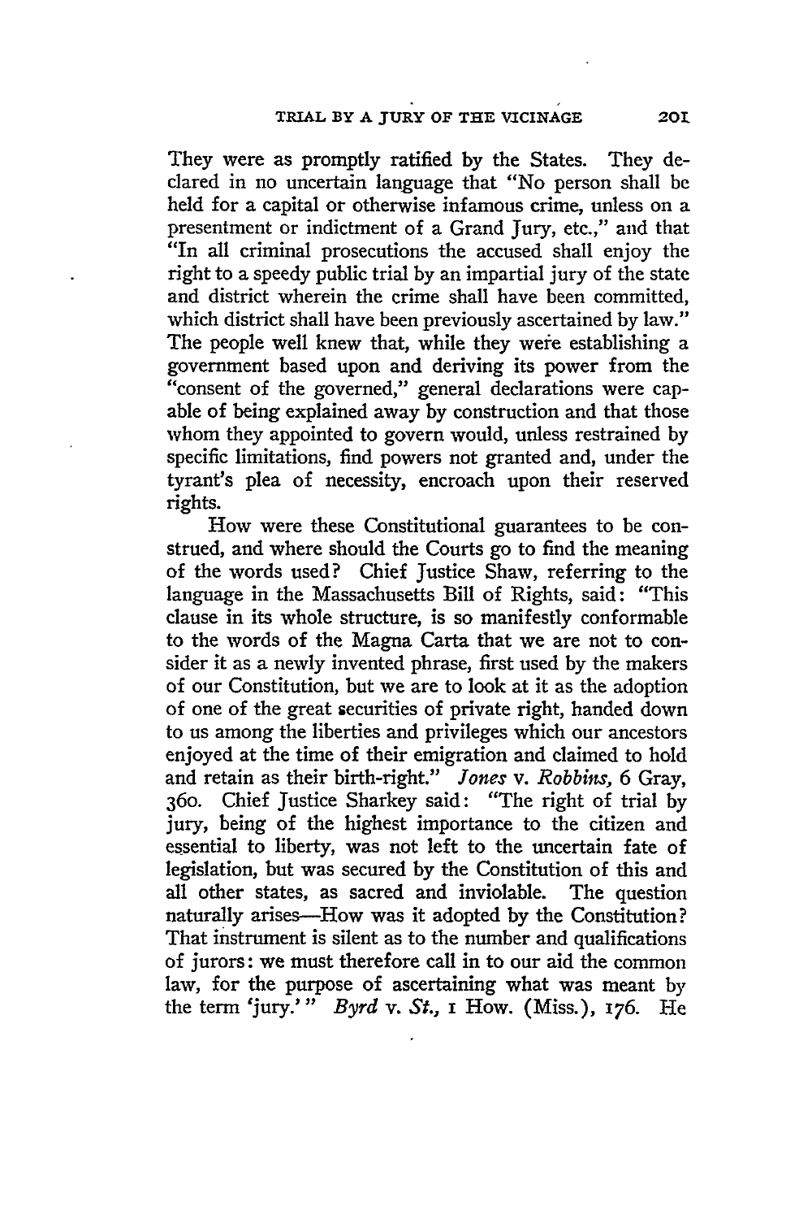They were as promptly ratified by the States. They declared in no uncertain language that "No person shall be held for a capital or otherwise infamous crime, unless on a presentment or indictment of a Grand Jury, etc.," and that "In all criminal prosecutions the accused shall enjoy the right to a speedy public trial by an impartial jury of the state and district wherein the crime shall have been committed, which district shall have been previously ascertained by law." The people well knew that, while they were establishing a government based upon and deriving its power from the "consent of the governed," general declarations were capable of being explained away by construction and that those whom they appointed to govern would, unless restrained by specific limitations, find powers not granted and, under the tyrant's plea of necessity, encroach upon their reserved rights.

How were these Constitutional guarantees to be construed, and where should the Courts go to find the meaning of the words used? Chief Justice Shaw, referring to the language in the Massachusetts Bill of Rights, said: "This clause in its whole structure, is so manifestly conformable to the words of the Magna Carta that we are not to consider it as a newly invented phrase, first used by the makers of our Constitution, but we are to look at it as the adoption of one of the great securities of private right, handed down to us among the liberties and privileges which our ancestors enjoyed at the time of their emigration and claimed to hold and retain as their birth-right." *Jones* v. *Robbins,* 6 Gray, 360. Chief Justice Sharkey said: "The right of trial by jury, being of the highest importance to the citizen and essential to liberty, was not left to the uncertain fate of legislation, but was secured by the Constitution of this and all other states, as sacred and inviolable. The question naturally arises—How was it adopted by the Constitution? That instrument is silent as to the number and qualifications of jurors: we must therefore call in to our aid the common law, for the purpose of ascertaining what was meant by the term 'jury.'" *Byrd* v. *St.,* 1 How. (Miss.), 176. He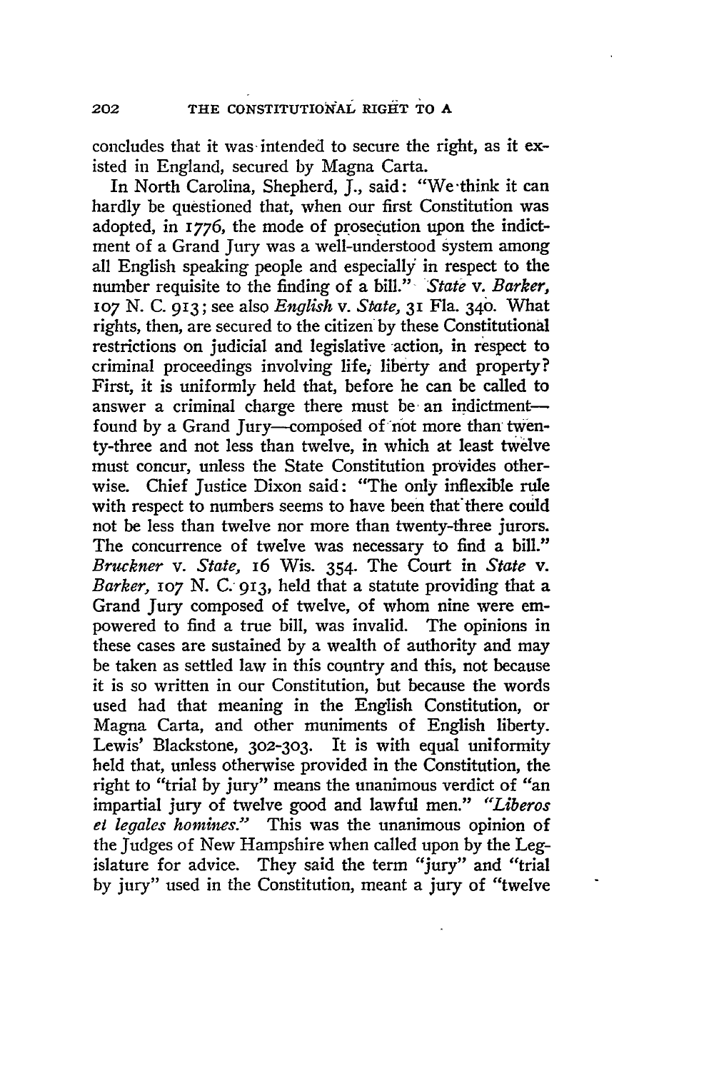concludes that it was intended to secure the right, as it existed in England, secured by Magna Carta.

In North Carolina, Shepherd, J., said: "We think it can hardly be questioned that, when our first Constitution was adopted, in 1776, the mode of prosecution upon the indictment of a Grand Jury was a well-understood system among all English speaking people and especially in respect to the number requisite to the finding of a bill." *State* v. *Barker,* 107 N. C. 913; see also *English* v. *State,* 31 Fla. 340. What rights, then, are secured to the citizen by these Constitutional restrictions on judicial and legislative action, in respect to criminal proceedings involving life, liberty and property? First, it is uniformly held that, before he can be called to answer a criminal charge there must be an indictment—found by a Grand Jury—composed of not more than twenty-three and not less than twelve, in which at least twelve must concur, unless the State Constitution provides otherwise. Chief Justice Dixon said: "The only inflexible rule with respect to numbers seems to have been that there could not be less than twelve nor more than twenty-three jurors. The concurrence of twelve was necessary to find a bill." *Bruckner* v. *State,* 16 Wis. 354. The Court in *State* v. *Barker,* 107 N. C. 913, held that a statute providing that a Grand Jury composed of twelve, of whom nine were empowered to find a true bill, was invalid. The opinions in these cases are sustained by a wealth of authority and may be taken as settled law in this country and this, not because it is so written in our Constitution, but because the words used had that meaning in the English Constitution, or Magna Carta, and other muniments of English liberty. Lewis' Blackstone, 302-303. It is with equal uniformity held that, unless otherwise provided in the Constitution, the right to "trial by jury" means the unanimous verdict of "an impartial jury of twelve good and lawful men." *"Liberos et legales homines."* This was the unanimous opinion of the Judges of New Hampshire when called upon by the Legislature for advice. They said the term "jury" and "trial by jury" used in the Constitution, meant a jury of "twelve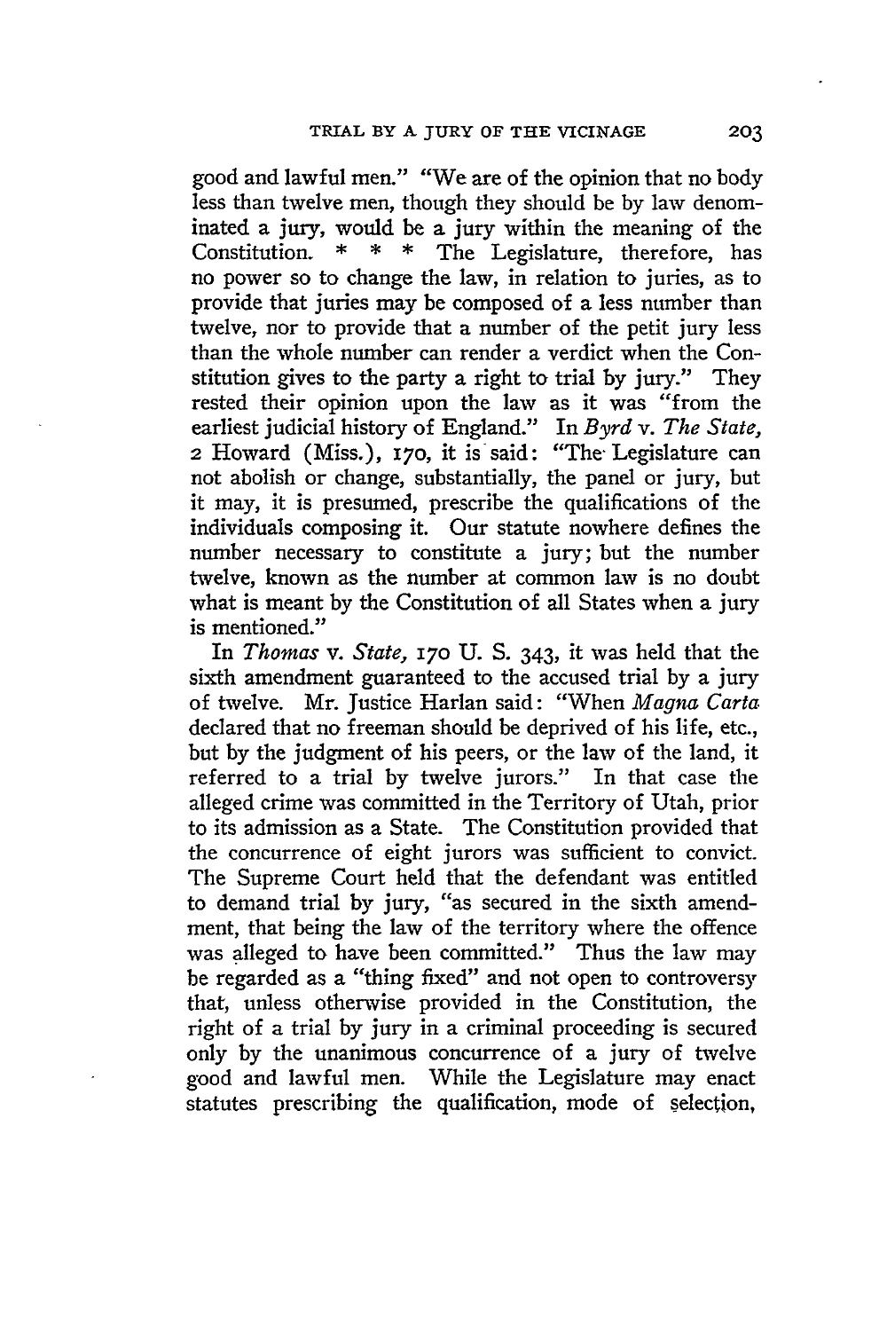good and lawful men." "We are of the opinion that no body less than twelve men, though they should be by law denominated a jury, would be a jury within the meaning of the Constitution. * * * The Legislature, therefore, has no power so to change the law, in relation to juries, as to provide that juries may be composed of a less number than twelve, nor to provide that a number of the petit jury less than the whole number can render a verdict when the Constitution gives to the party a right to trial by jury." They rested their opinion upon the law as it was "from the earliest judicial history of England." In *Byrd* v. *The State*, 2 Howard (Miss.), 170, it is said: "The Legislature can not abolish or change, substantially, the panel or jury, but it may, it is presumed, prescribe the qualifications of the individuals composing it. Our statute nowhere defines the number necessary to constitute a jury; but the number twelve, known as the number at common law is no doubt what is meant by the Constitution of all States when a jury is mentioned."

In *Thomas* v. *State*, 170 U. S. 343, it was held that the sixth amendment guaranteed to the accused trial by a jury of twelve. Mr. Justice Harlan said: "When *Magna Carta* declared that no freeman should be deprived of his life, etc., but by the judgment of his peers, or the law of the land, it referred to a trial by twelve jurors." In that case the alleged crime was committed in the Territory of Utah, prior to its admission as a State. The Constitution provided that the concurrence of eight jurors was sufficient to convict. The Supreme Court held that the defendant was entitled to demand trial by jury, "as secured in the sixth amendment, that being the law of the territory where the offence was alleged to have been committed." Thus the law may be regarded as a "thing fixed" and not open to controversy that, unless otherwise provided in the Constitution, the right of a trial by jury in a criminal proceeding is secured only by the unanimous concurrence of a jury of twelve good and lawful men. While the Legislature may enact statutes prescribing the qualification, mode of selection,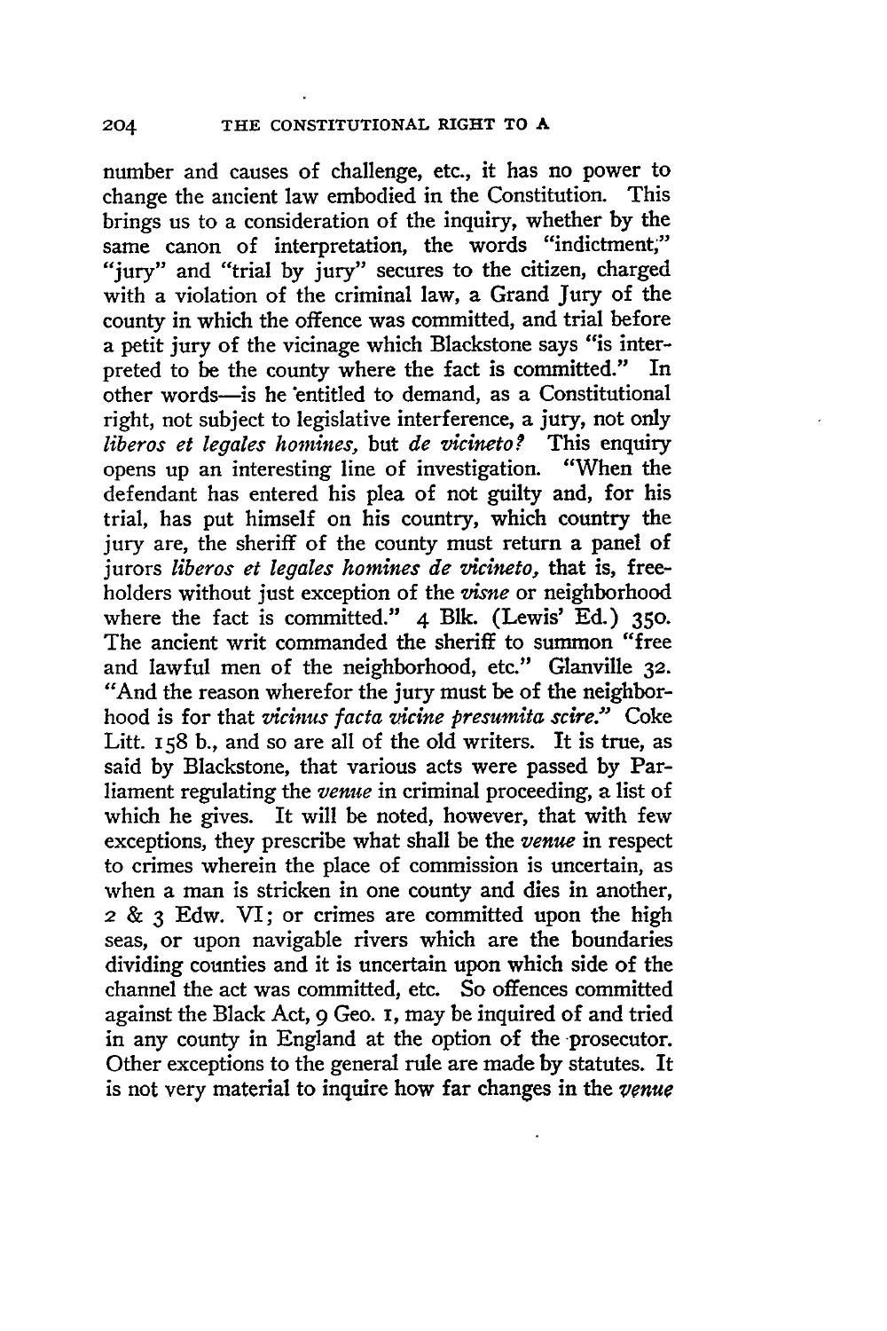number and causes of challenge, etc., it has no power to change the ancient law embodied in the Constitution. This brings us to a consideration of the inquiry, whether by the same canon of interpretation, the words "indictment," "jury" and "trial by jury" secures to the citizen, charged with a violation of the criminal law, a Grand Jury of the county in which the offence was committed, and trial before a petit jury of the vicinage which Blackstone says "is interpreted to be the county where the fact is committed." In other words—is he entitled to demand, as a Constitutional right, not subject to legislative interference, a jury, not only *liberos et legales homines,* but *de vicineto?* This enquiry opens up an interesting line of investigation. "When the defendant has entered his plea of not guilty and, for his trial, has put himself on his country, which country the jury are, the sheriff of the county must return a panel of jurors *liberos et legales homines de vicineto,* that is, freeholders without just exception of the *visne* or neighborhood where the fact is committed." 4 Blk. (Lewis' Ed.) 350. The ancient writ commanded the sheriff to summon "free and lawful men of the neighborhood, etc." Glanville 32. "And the reason wherefor the jury must be of the neighborhood is for that *vicinus facta vicine presumita scire.*" Coke Litt. 158 b., and so are all of the old writers. It is true, as said by Blackstone, that various acts were passed by Parliament regulating the *venue* in criminal proceeding, a list of which he gives. It will be noted, however, that with few exceptions, they prescribe what shall be the *venue* in respect to crimes wherein the place of commission is uncertain, as when a man is stricken in one county and dies in another, 2 & 3 Edw. VI; or crimes are committed upon the high seas, or upon navigable rivers which are the boundaries dividing counties and it is uncertain upon which side of the channel the act was committed, etc. So offences committed against the Black Act, 9 Geo. 1, may be inquired of and tried in any county in England at the option of the prosecutor. Other exceptions to the general rule are made by statutes. It is not very material to inquire how far changes in the *venue*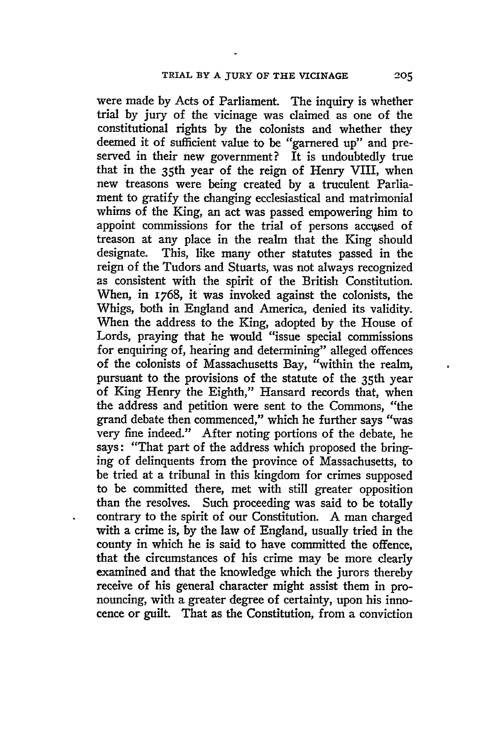were made by Acts of Parliament. The inquiry is whether trial by jury of the vicinage was claimed as one of the constitutional rights by the colonists and whether they deemed it of sufficient value to be "garnered up" and preserved in their new government? It is undoubtedly true that in the 35th year of the reign of Henry VIII, when new treasons were being created by a truculent Parliament to gratify the changing ecclesiastical and matrimonial whims of the King, an act was passed empowering him to appoint commissions for the trial of persons accused of treason at any place in the realm that the King should designate. This, like many other statutes passed in the reign of the Tudors and Stuarts, was not always recognized as consistent with the spirit of the British Constitution. When, in 1768, it was invoked against the colonists, the Whigs, both in England and America, denied its validity. When the address to the King, adopted by the House of Lords, praying that he would "issue special commissions for enquiring of, hearing and determining" alleged offences of the colonists of Massachusetts Bay, "within the realm, pursuant to the provisions of the statute of the 35th year of King Henry the Eighth," Hansard records that, when the address and petition were sent to the Commons, "the grand debate then commenced," which he further says "was very fine indeed." After noting portions of the debate, he says: "That part of the address which proposed the bringing of delinquents from the province of Massachusetts, to be tried at a tribunal in this kingdom for crimes supposed to be committed there, met with still greater opposition than the resolves. Such proceeding was said to be totally contrary to the spirit of our Constitution. A man charged with a crime is, by the law of England, usually tried in the county in which he is said to have committed the offence, that the circumstances of his crime may be more clearly examined and that the knowledge which the jurors thereby receive of his general character might assist them in pronouncing, with a greater degree of certainty, upon his innocence or guilt. That as the Constitution, from a conviction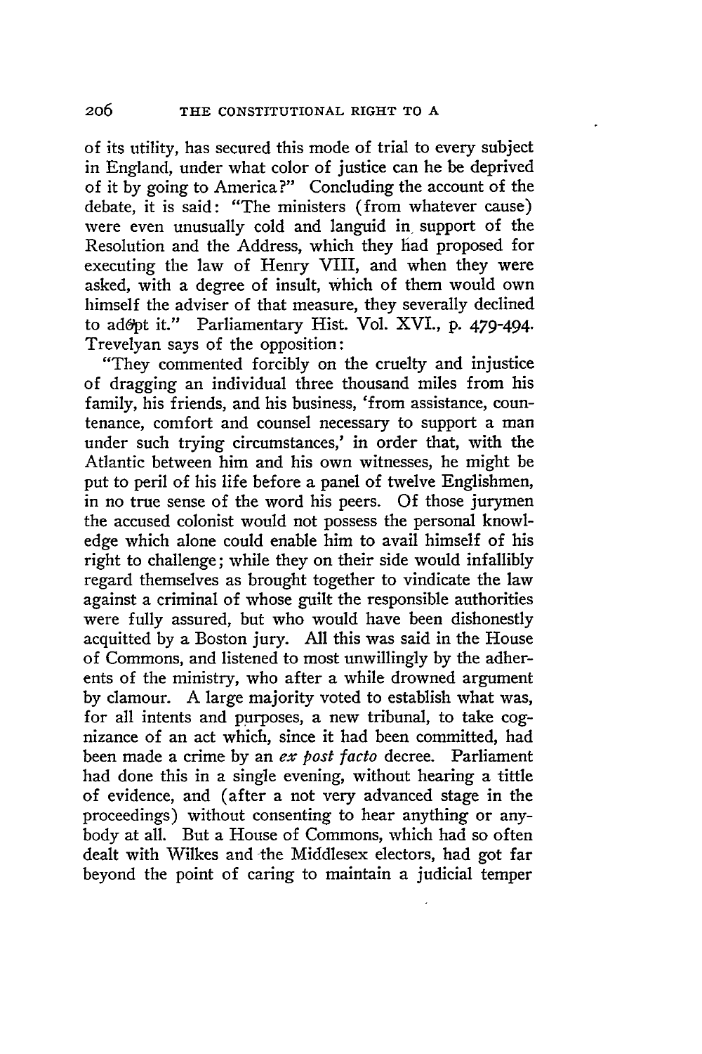of its utility, has secured this mode of trial to every subject in England, under what color of justice can he be deprived of it by going to America?" Concluding the account of the debate, it is said: "The ministers (from whatever cause) were even unusually cold and languid in support of the Resolution and the Address, which they had proposed for executing the law of Henry VIII, and when they were asked, with a degree of insult, which of them would own himself the adviser of that measure, they severally declined to adopt it." Parliamentary Hist. Vol. XVI., p. 479-494. Trevelyan says of the opposition:

"They commented forcibly on the cruelty and injustice of dragging an individual three thousand miles from his family, his friends, and his business, 'from assistance, countenance, comfort and counsel necessary to support a man under such trying circumstances,' in order that, with the Atlantic between him and his own witnesses, he might be put to peril of his life before a panel of twelve Englishmen, in no true sense of the word his peers. Of those jurymen the accused colonist would not possess the personal knowledge which alone could enable him to avail himself of his right to challenge; while they on their side would infallibly regard themselves as brought together to vindicate the law against a criminal of whose guilt the responsible authorities were fully assured, but who would have been dishonestly acquitted by a Boston jury. All this was said in the House of Commons, and listened to most unwillingly by the adherents of the ministry, who after a while drowned argument by clamour. A large majority voted to establish what was, for all intents and purposes, a new tribunal, to take cognizance of an act which, since it had been committed, had been made a crime by an *ex post facto* decree. Parliament had done this in a single evening, without hearing a tittle of evidence, and (after a not very advanced stage in the proceedings) without consenting to hear anything or anybody at all. But a House of Commons, which had so often dealt with Wilkes and the Middlesex electors, had got far beyond the point of caring to maintain a judicial temper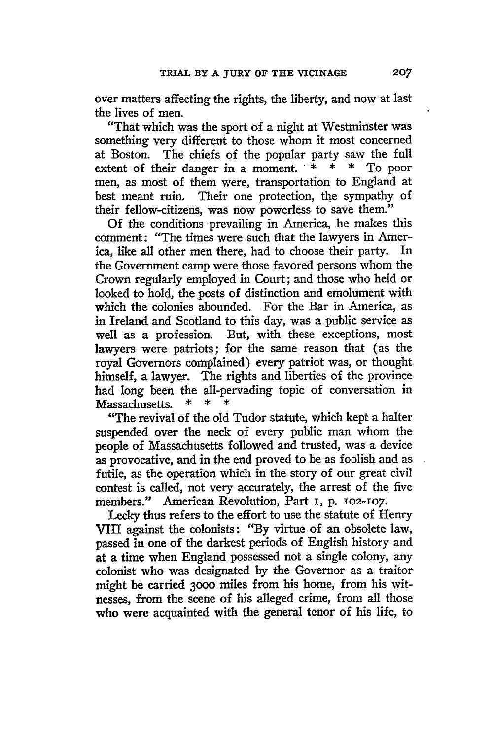over matters affecting the rights, the liberty, and now at last the lives of men.

"That which was the sport of a night at Westminster was something very different to those whom it most concerned at Boston. The chiefs of the popular party saw the full extent of their danger in a moment. * * * To poor men, as most of them were, transportation to England at best meant ruin. Their one protection, the sympathy of their fellow-citizens, was now powerless to save them."

Of the conditions prevailing in America, he makes this comment: "The times were such that the lawyers in America, like all other men there, had to choose their party. In the Government camp were those favored persons whom the Crown regularly employed in Court; and those who held or looked to hold, the posts of distinction and emolument with which the colonies abounded. For the Bar in America, as in Ireland and Scotland to this day, was a public service as well as a profession. But, with these exceptions, most lawyers were patriots; for the same reason that (as the royal Governors complained) every patriot was, or thought himself, a lawyer. The rights and liberties of the province had long been the all-pervading topic of conversation in Massachusetts. * * *

"The revival of the old Tudor statute, which kept a halter suspended over the neck of every public man whom the people of Massachusetts followed and trusted, was a device as provocative, and in the end proved to be as foolish and as futile, as the operation which in the story of our great civil contest is called, not very accurately, the arrest of the five members." American Revolution, Part 1, p. 102-107.

Lecky thus refers to the effort to use the statute of Henry VIII against the colonists: "By virtue of an obsolete law, passed in one of the darkest periods of English history and at a time when England possessed not a single colony, any colonist who was designated by the Governor as a traitor might be carried 3000 miles from his home, from his witnesses, from the scene of his alleged crime, from all those who were acquainted with the general tenor of his life, to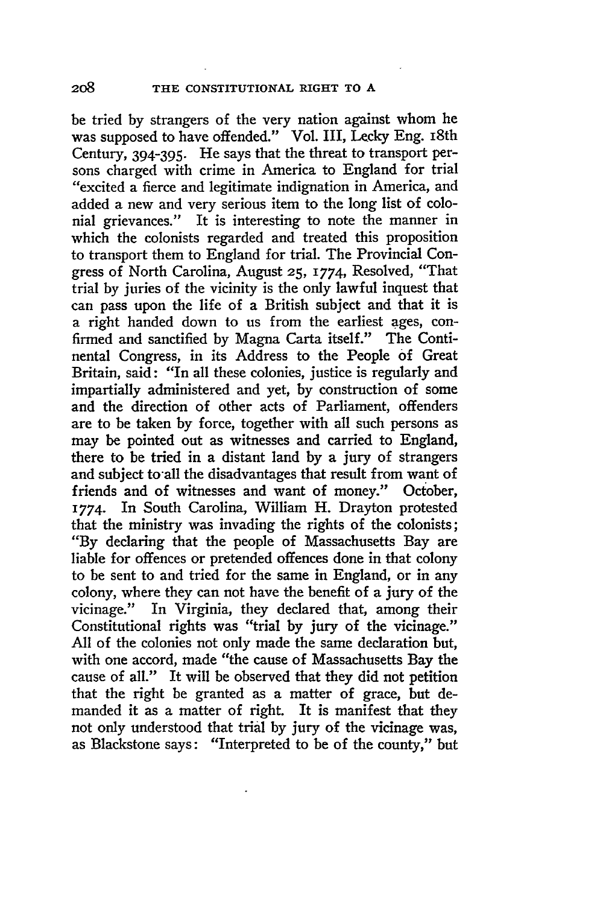be tried by strangers of the very nation against whom he was supposed to have offended." Vol. III, Lecky Eng. 18th Century, 394-395. He says that the threat to transport persons charged with crime in America to England for trial "excited a fierce and legitimate indignation in America, and added a new and very serious item to the long list of colonial grievances." It is interesting to note the manner in which the colonists regarded and treated this proposition to transport them to England for trial. The Provincial Congress of North Carolina, August 25, 1774, Resolved, "That trial by juries of the vicinity is the only lawful inquest that can pass upon the life of a British subject and that it is a right handed down to us from the earliest ages, confirmed and sanctified by Magna Carta itself." The Continental Congress, in its Address to the People of Great Britain, said: "In all these colonies, justice is regularly and impartially administered and yet, by construction of some and the direction of other acts of Parliament, offenders are to be taken by force, together with all such persons as may be pointed out as witnesses and carried to England, there to be tried in a distant land by a jury of strangers and subject to all the disadvantages that result from want of friends and of witnesses and want of money." October, 1774. In South Carolina, William H. Drayton protested that the ministry was invading the rights of the colonists; "By declaring that the people of Massachusetts Bay are liable for offences or pretended offences done in that colony to be sent to and tried for the same in England, or in any colony, where they can not have the benefit of a jury of the vicinage." In Virginia, they declared that, among their Constitutional rights was "trial by jury of the vicinage." All of the colonies not only made the same declaration but, with one accord, made "the cause of Massachusetts Bay the cause of all." It will be observed that they did not petition that the right be granted as a matter of grace, but demanded it as a matter of right. It is manifest that they not only understood that trial by jury of the vicinage was, as Blackstone says: "Interpreted to be of the county," but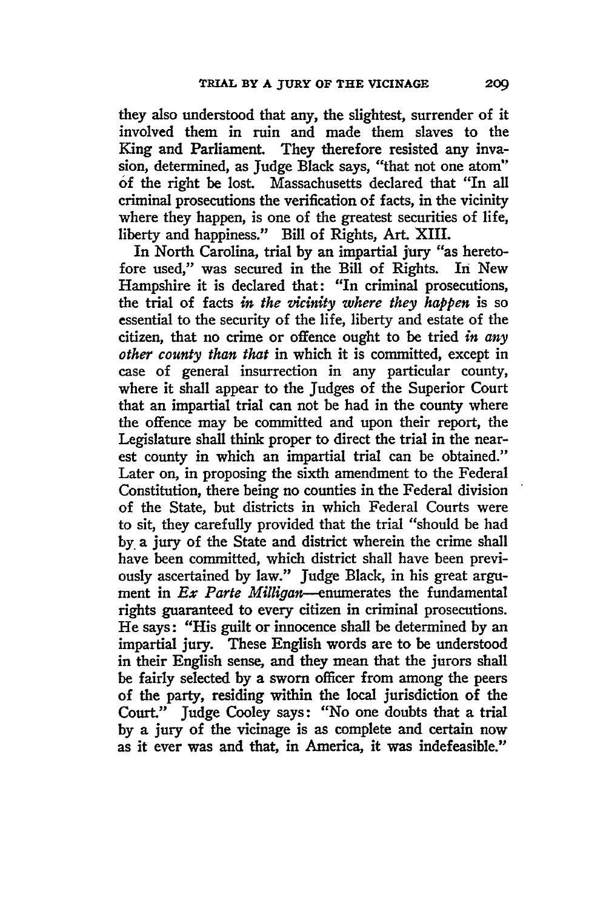they also understood that any, the slightest, surrender of it involved them in ruin and made them slaves to the King and Parliament. They therefore resisted any invasion, determined, as Judge Black says, "that not one atom" of the right be lost. Massachusetts declared that "In all criminal prosecutions the verification of facts, in the vicinity where they happen, is one of the greatest securities of life, liberty and happiness." Bill of Rights, Art. XIII.

In North Carolina, trial by an impartial jury "as heretofore used," was secured in the Bill of Rights. In New Hampshire it is declared that: "In criminal prosecutions, the trial of facts *in the vicinity where they happen* is so essential to the security of the life, liberty and estate of the citizen, that no crime or offence ought to be tried *in any other county than that* in which it is committed, except in case of general insurrection in any particular county, where it shall appear to the Judges of the Superior Court that an impartial trial can not be had in the county where the offence may be committed and upon their report, the Legislature shall think proper to direct the trial in the nearest county in which an impartial trial can be obtained." Later on, in proposing the sixth amendment to the Federal Constitution, there being no counties in the Federal division of the State, but districts in which Federal Courts were to sit, they carefully provided that the trial "should be had by a jury of the State and district wherein the crime shall have been committed, which district shall have been previously ascertained by law." Judge Black, in his great argument in *Ex Parte Milligan*—enumerates the fundamental rights guaranteed to every citizen in criminal prosecutions. He says: "His guilt or innocence shall be determined by an impartial jury. These English words are to be understood in their English sense, and they mean that the jurors shall be fairly selected by a sworn officer from among the peers of the party, residing within the local jurisdiction of the Court." Judge Cooley says: "No one doubts that a trial by a jury of the vicinage is as complete and certain now as it ever was and that, in America, it was indefeasible."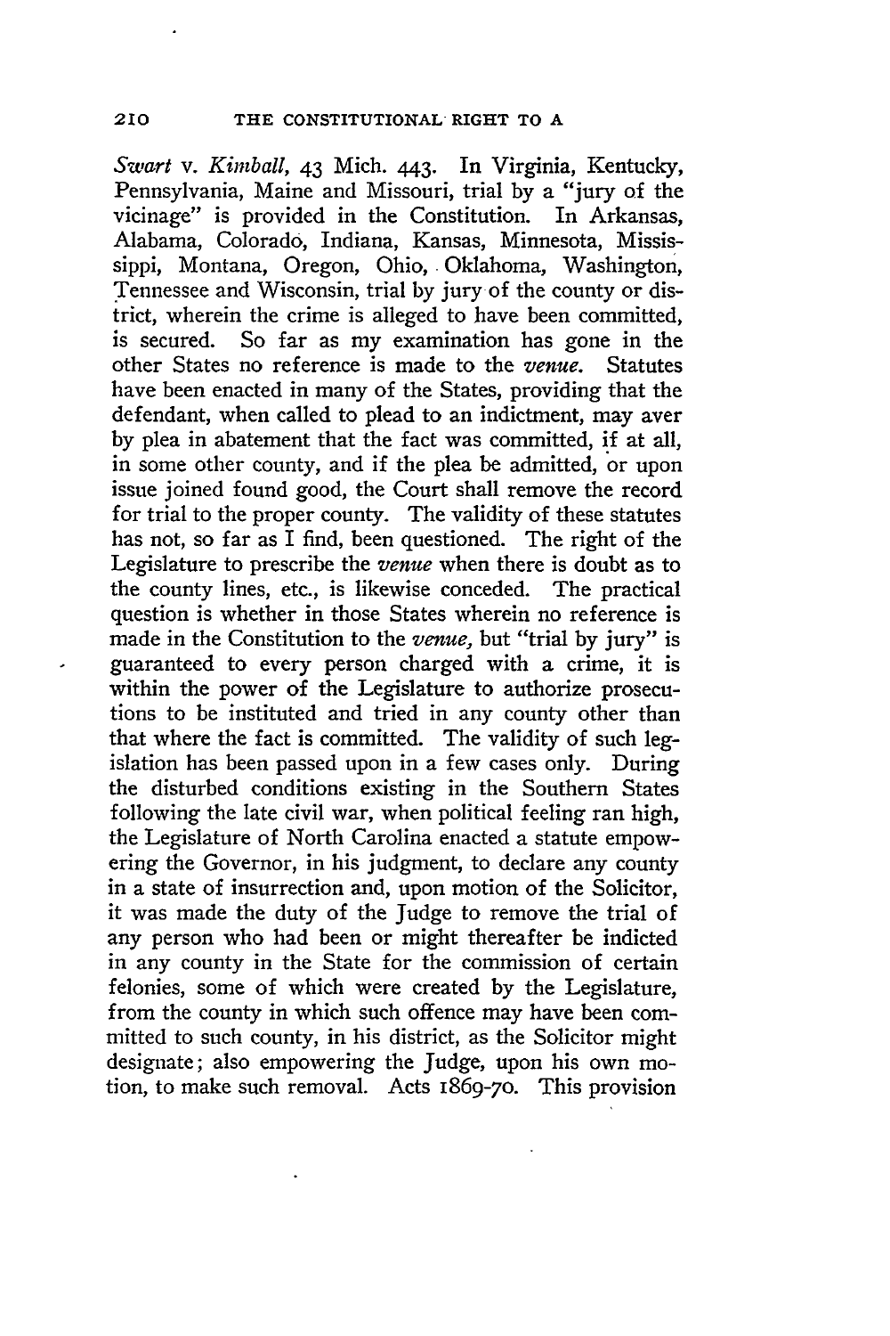*Swart* v. *Kimball*, 43 Mich. 443. In Virginia, Kentucky, Pennsylvania, Maine and Missouri, trial by a "jury of the vicinage" is provided in the Constitution. In Arkansas, Alabama, Colorado, Indiana, Kansas, Minnesota, Mississippi, Montana, Oregon, Ohio, Oklahoma, Washington, Tennessee and Wisconsin, trial by jury of the county or district, wherein the crime is alleged to have been committed, is secured. So far as my examination has gone in the other States no reference is made to the *venue*. Statutes have been enacted in many of the States, providing that the defendant, when called to plead to an indictment, may aver by plea in abatement that the fact was committed, if at all, in some other county, and if the plea be admitted, or upon issue joined found good, the Court shall remove the record for trial to the proper county. The validity of these statutes has not, so far as I find, been questioned. The right of the Legislature to prescribe the *venue* when there is doubt as to the county lines, etc., is likewise conceded. The practical question is whether in those States wherein no reference is made in the Constitution to the *venue*, but "trial by jury" is guaranteed to every person charged with a crime, it is within the power of the Legislature to authorize prosecutions to be instituted and tried in any county other than that where the fact is committed. The validity of such legislation has been passed upon in a few cases only. During the disturbed conditions existing in the Southern States following the late civil war, when political feeling ran high, the Legislature of North Carolina enacted a statute empowering the Governor, in his judgment, to declare any county in a state of insurrection and, upon motion of the Solicitor, it was made the duty of the Judge to remove the trial of any person who had been or might thereafter be indicted in any county in the State for the commission of certain felonies, some of which were created by the Legislature, from the county in which such offence may have been committed to such county, in his district, as the Solicitor might designate; also empowering the Judge, upon his own motion, to make such removal. Acts 1869-70. This provision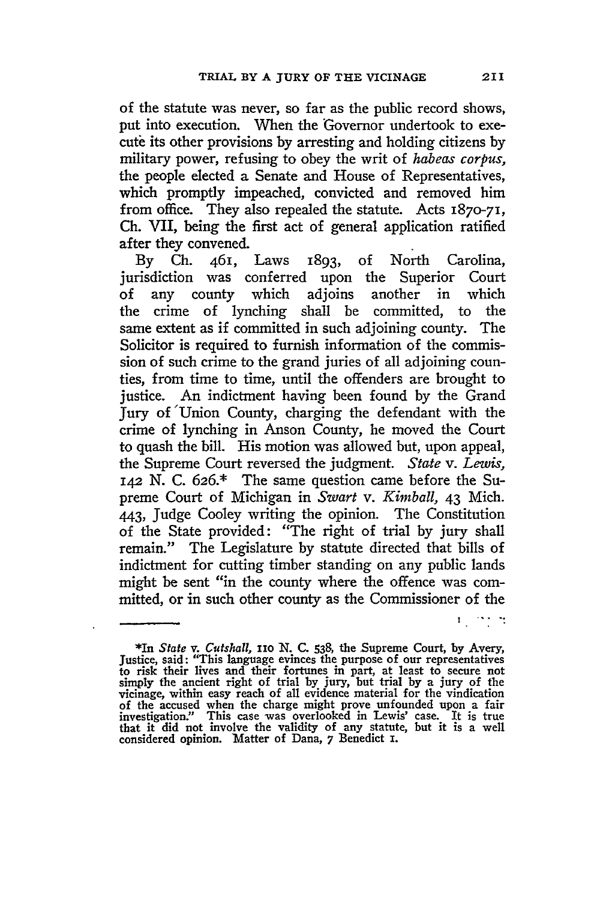of the statute was never, so far as the public record shows, put into execution. When the Governor undertook to execute its other provisions by arresting and holding citizens by military power, refusing to obey the writ of *habeas corpus*, the people elected a Senate and House of Representatives, which promptly impeached, convicted and removed him from office. They also repealed the statute. Acts 1870-71, Ch. VII, being the first act of general application ratified after they convened.

By Ch. 461, Laws 1893, of North Carolina, jurisdiction was conferred upon the Superior Court of any county which adjoins another in which the crime of lynching shall be committed, to the same extent as if committed in such adjoining county. The Solicitor is required to furnish information of the commission of such crime to the grand juries of all adjoining counties, from time to time, until the offenders are brought to justice. An indictment having been found by the Grand Jury of Union County, charging the defendant with the crime of lynching in Anson County, he moved the Court to quash the bill. His motion was allowed but, upon appeal, the Supreme Court reversed the judgment. *State* v. *Lewis*, 142 N. C. 626.* The same question came before the Supreme Court of Michigan in *Swart* v. *Kimball*, 43 Mich. 443, Judge Cooley writing the opinion. The Constitution of the State provided: "The right of trial by jury shall remain." The Legislature by statute directed that bills of indictment for cutting timber standing on any public lands might be sent "in the county where the offence was committed, or in such other county as the Commissioner of the

---

*In *State* v. *Cutshall*, 110 N. C. 538, the Supreme Court, by Avery, Justice, said: "This language evinces the purpose of our representatives to risk their lives and their fortunes in part, at least to secure not simply the ancient right of trial by jury, but trial by a jury of the vicinage, within easy reach of all evidence material for the vindication of the accused when the charge might prove unfounded upon a fair investigation." This case was overlooked in Lewis' case. It is true that it did not involve the validity of any statute, but it is a well considered opinion. Matter of Dana, 7 Benedict 1.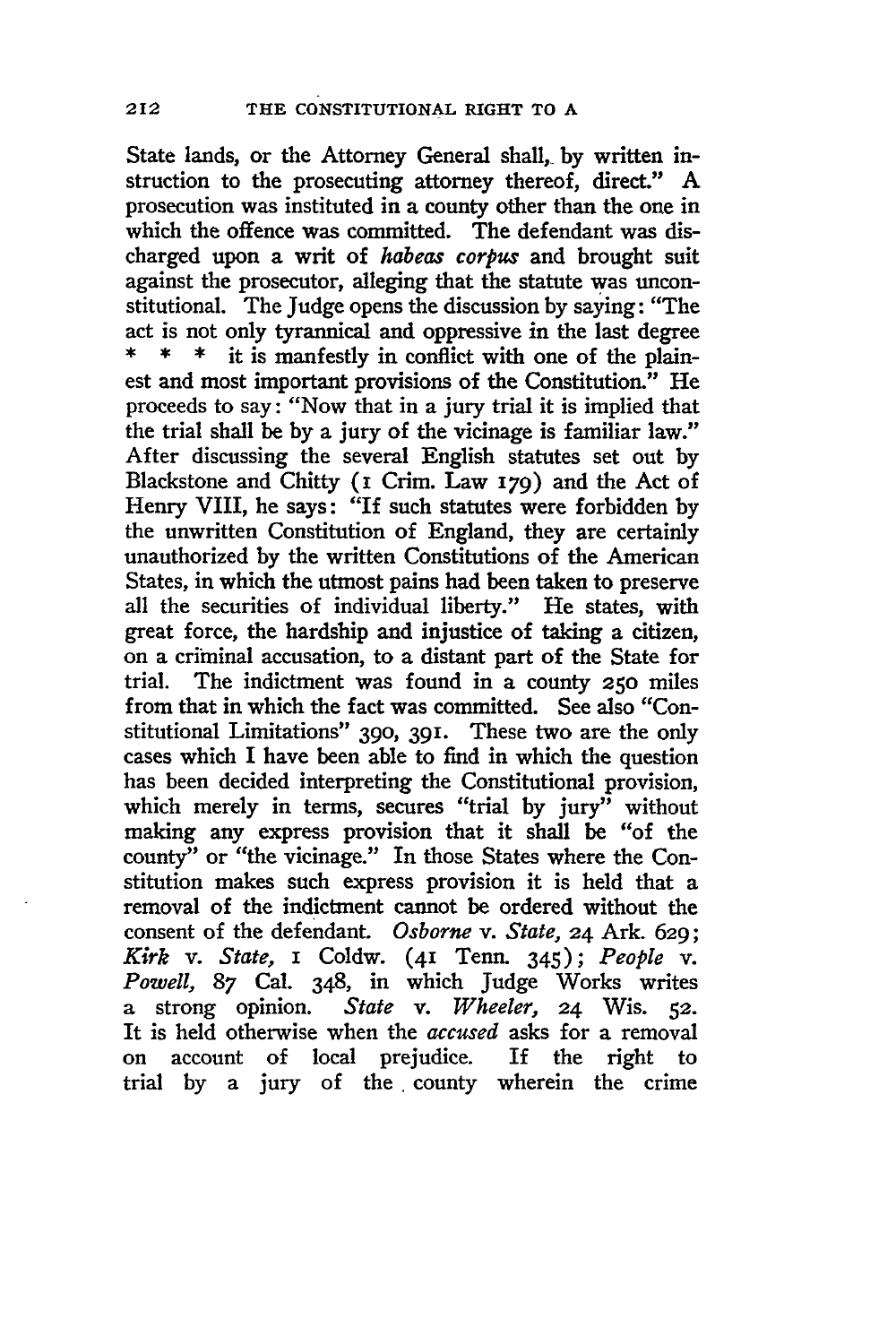State lands, or the Attorney General shall, by written instruction to the prosecuting attorney thereof, direct." A prosecution was instituted in a county other than the one in which the offence was committed. The defendant was discharged upon a writ of *habeas corpus* and brought suit against the prosecutor, alleging that the statute was unconstitutional. The Judge opens the discussion by saying: "The act is not only tyrannical and oppressive in the last degree * * * it is manfestly in conflict with one of the plainest and most important provisions of the Constitution." He proceeds to say: "Now that in a jury trial it is implied that the trial shall be by a jury of the vicinage is familiar law." After discussing the several English statutes set out by Blackstone and Chitty (1 Crim. Law 179) and the Act of Henry VIII, he says: "If such statutes were forbidden by the unwritten Constitution of England, they are certainly unauthorized by the written Constitutions of the American States, in which the utmost pains had been taken to preserve all the securities of individual liberty." He states, with great force, the hardship and injustice of taking a citizen, on a criminal accusation, to a distant part of the State for trial. The indictment was found in a county 250 miles from that in which the fact was committed. See also "Constitutional Limitations" 390, 391. These two are the only cases which I have been able to find in which the question has been decided interpreting the Constitutional provision, which merely in terms, secures "trial by jury" without making any express provision that it shall be "of the county" or "the vicinage." In those States where the Constitution makes such express provision it is held that a removal of the indictment cannot be ordered without the consent of the defendant. *Osborne* v. *State,* 24 Ark. 629; *Kirk* v. *State,* 1 Coldw. (41 Tenn. 345); *People* v. *Powell,* 87 Cal. 348, in which Judge Works writes a strong opinion. *State* v. *Wheeler,* 24 Wis. 52. It is held otherwise when the *accused* asks for a removal on account of local prejudice. If the right to trial by a jury of the county wherein the crime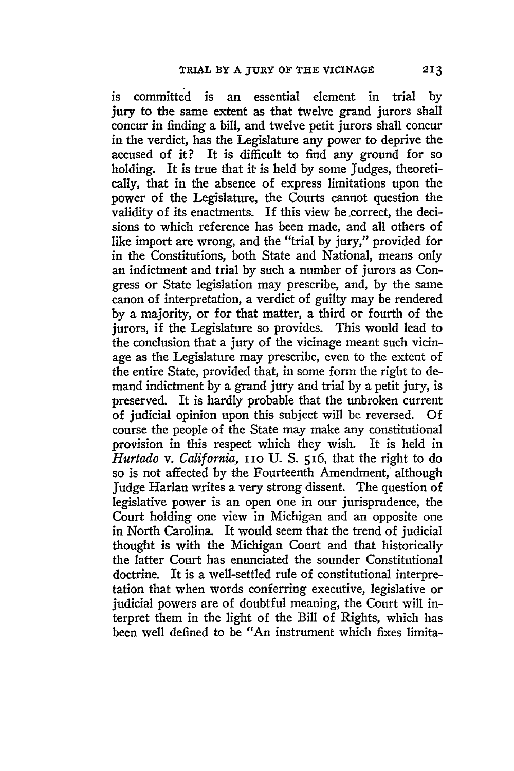is committed is an essential element in trial by jury to the same extent as that twelve grand jurors shall concur in finding a bill, and twelve petit jurors shall concur in the verdict, has the Legislature any power to deprive the accused of it? It is difficult to find any ground for so holding. It is true that it is held by some Judges, theoretically, that in the absence of express limitations upon the power of the Legislature, the Courts cannot question the validity of its enactments. If this view be correct, the decisions to which reference has been made, and all others of like import are wrong, and the "trial by jury," provided for in the Constitutions, both State and National, means only an indictment and trial by such a number of jurors as Congress or State legislation may prescribe, and, by the same canon of interpretation, a verdict of guilty may be rendered by a majority, or for that matter, a third or fourth of the jurors, if the Legislature so provides. This would lead to the conclusion that a jury of the vicinage meant such vicinage as the Legislature may prescribe, even to the extent of the entire State, provided that, in some form the right to demand indictment by a grand jury and trial by a petit jury, is preserved. It is hardly probable that the unbroken current of judicial opinion upon this subject will be reversed. Of course the people of the State may make any constitutional provision in this respect which they wish. It is held in *Hurtado* v. *California*, 110 U. S. 516, that the right to do so is not affected by the Fourteenth Amendment, although Judge Harlan writes a very strong dissent. The question of legislative power is an open one in our jurisprudence, the Court holding one view in Michigan and an opposite one in North Carolina. It would seem that the trend of judicial thought is with the Michigan Court and that historically the latter Court has enunciated the sounder Constitutional doctrine. It is a well-settled rule of constitutional interpretation that when words conferring executive, legislative or judicial powers are of doubtful meaning, the Court will interpret them in the light of the Bill of Rights, which has been well defined to be "An instrument which fixes limita-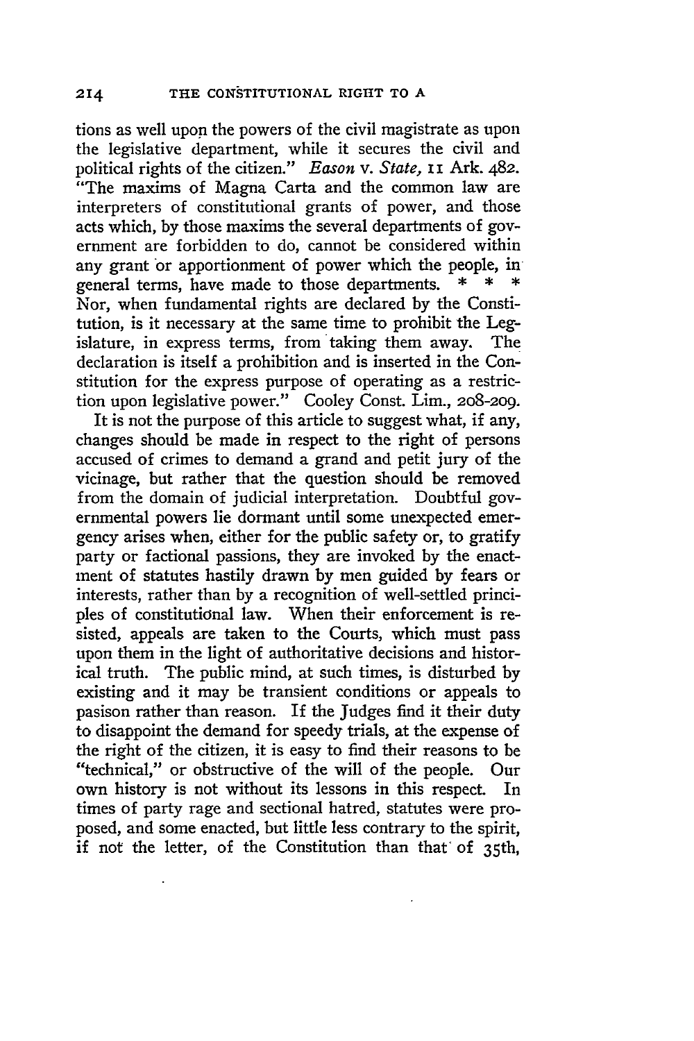tions as well upon the powers of the civil magistrate as upon the legislative department, while it secures the civil and political rights of the citizen." *Eason* v. *State,* 11 Ark. 482. "The maxims of Magna Carta and the common law are interpreters of constitutional grants of power, and those acts which, by those maxims the several departments of government are forbidden to do, cannot be considered within any grant or apportionment of power which the people, in general terms, have made to those departments. * * * Nor, when fundamental rights are declared by the Constitution, is it necessary at the same time to prohibit the Legislature, in express terms, from taking them away. The declaration is itself a prohibition and is inserted in the Constitution for the express purpose of operating as a restriction upon legislative power." Cooley Const. Lim., 208-209.

It is not the purpose of this article to suggest what, if any, changes should be made in respect to the right of persons accused of crimes to demand a grand and petit jury of the vicinage, but rather that the question should be removed from the domain of judicial interpretation. Doubtful governmental powers lie dormant until some unexpected emergency arises when, either for the public safety or, to gratify party or factional passions, they are invoked by the enactment of statutes hastily drawn by men guided by fears or interests, rather than by a recognition of well-settled principles of constitutional law. When their enforcement is resisted, appeals are taken to the Courts, which must pass upon them in the light of authoritative decisions and historical truth. The public mind, at such times, is disturbed by existing and it may be transient conditions or appeals to pasison rather than reason. If the Judges find it their duty to disappoint the demand for speedy trials, at the expense of the right of the citizen, it is easy to find their reasons to be "technical," or obstructive of the will of the people. Our own history is not without its lessons in this respect. In times of party rage and sectional hatred, statutes were proposed, and some enacted, but little less contrary to the spirit, if not the letter, of the Constitution than that of 35th,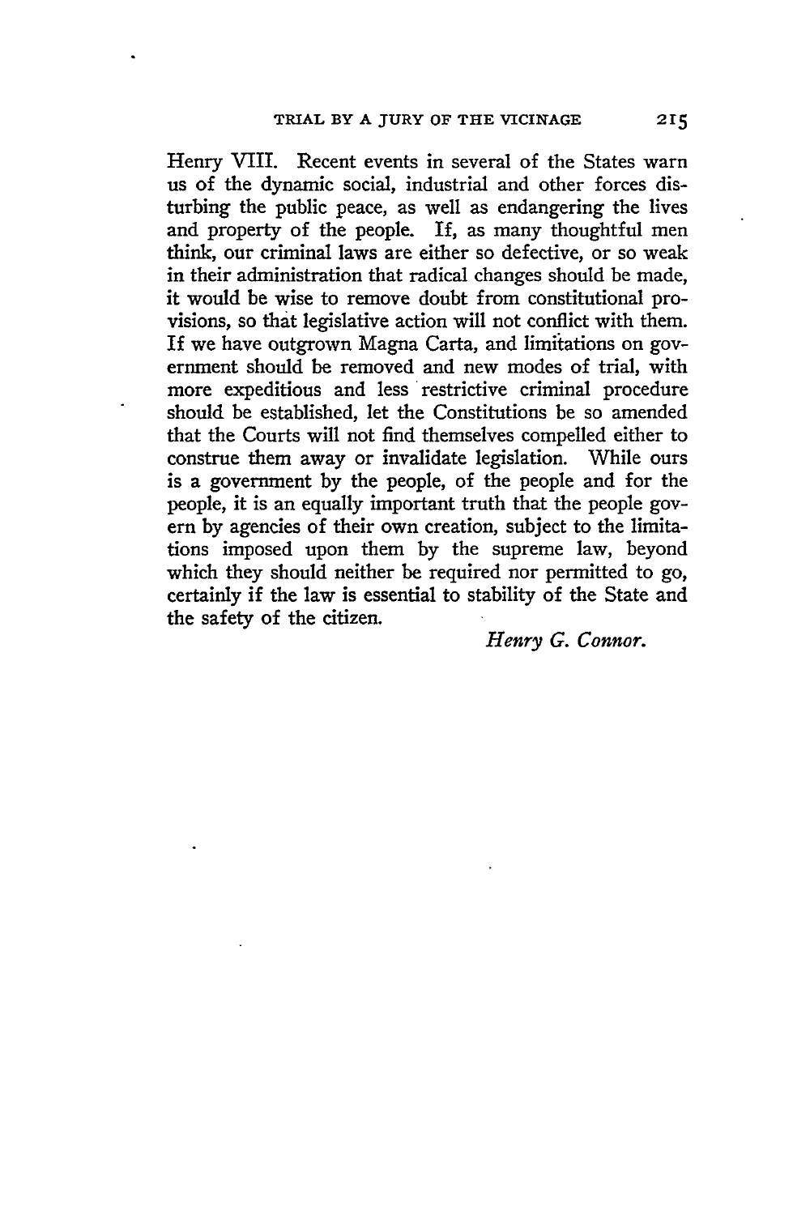Henry VIII. Recent events in several of the States warn us of the dynamic social, industrial and other forces disturbing the public peace, as well as endangering the lives and property of the people. If, as many thoughtful men think, our criminal laws are either so defective, or so weak in their administration that radical changes should be made, it would be wise to remove doubt from constitutional provisions, so that legislative action will not conflict with them. If we have outgrown Magna Carta, and limitations on government should be removed and new modes of trial, with more expeditious and less restrictive criminal procedure should be established, let the Constitutions be so amended that the Courts will not find themselves compelled either to construe them away or invalidate legislation. While ours is a government by the people, of the people and for the people, it is an equally important truth that the people govern by agencies of their own creation, subject to the limitations imposed upon them by the supreme law, beyond which they should neither be required nor permitted to go, certainly if the law is essential to stability of the State and the safety of the citizen.

*Henry G. Connor.*